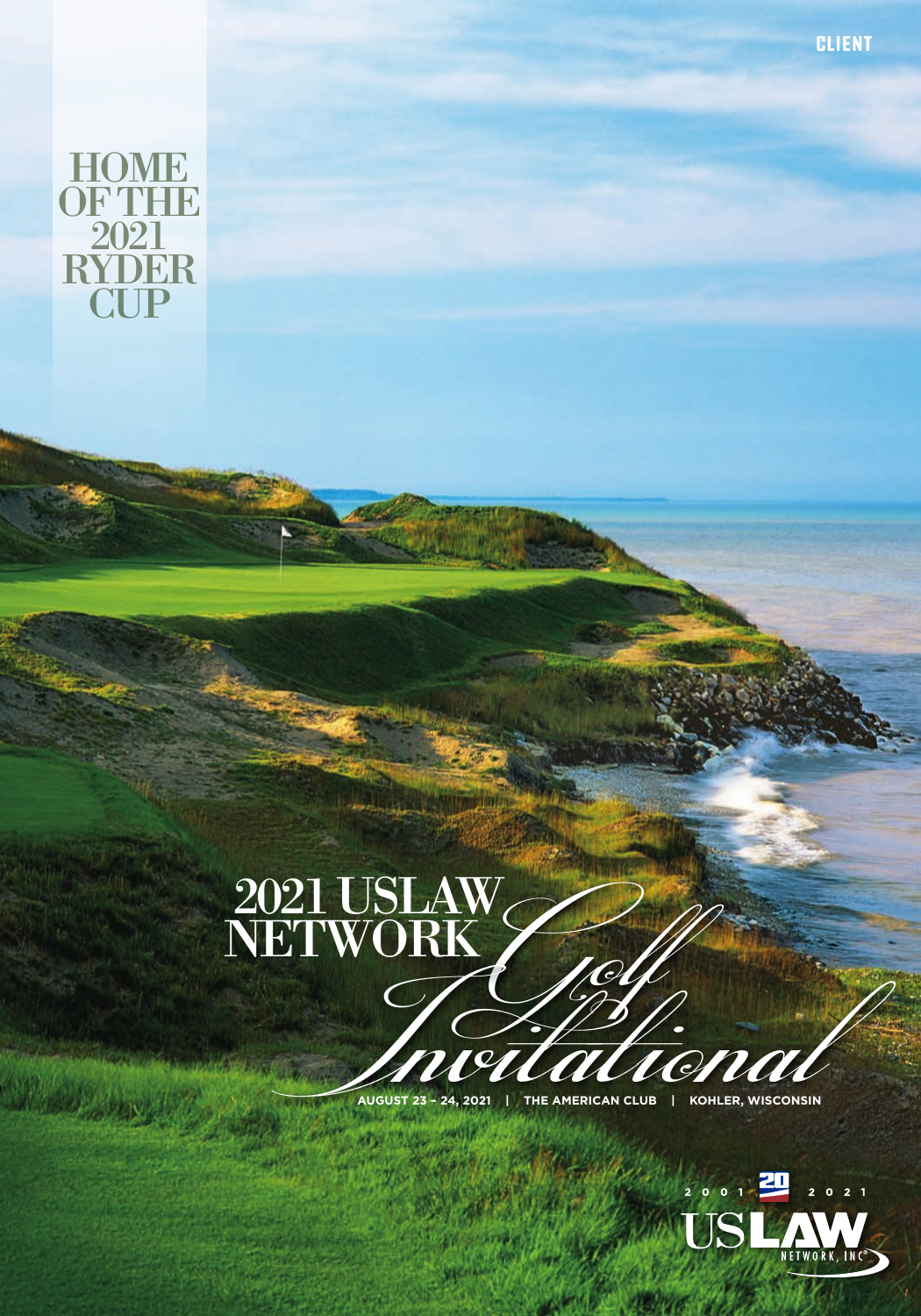CLIENT

HOME OF THE 2021 RYDER CUP

# 2021 USLAW NETWORK *Golf Invitational*

AUGUST 23 – 24, 2021 | THE AMERICAN CLUB | KOHLER, WISCONSIN

2001 20 2021

USLAW NETWORK, INC®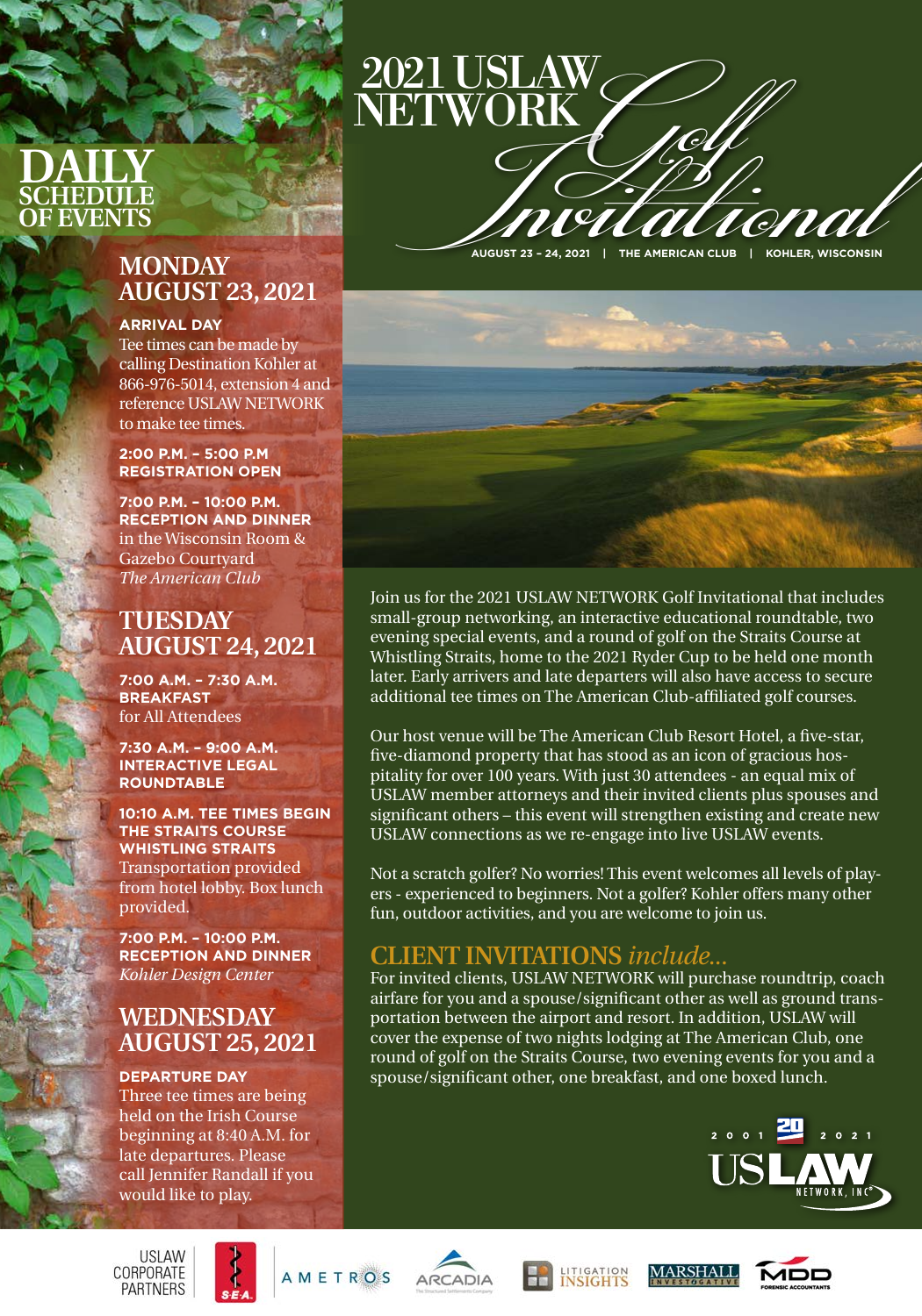# 2021 USLAW NETWORK Golf Invitational

AUGUST 23 – 24, 2021 | THE AMERICAN CLUB | KOHLER, WISCONSIN

## DAILY SCHEDULE OF EVENTS

### MONDAY AUGUST 23, 2021

**ARRIVAL DAY**
Tee times can be made by calling Destination Kohler at 866-976-5014, extension 4 and reference USLAW NETWORK to make tee times.

**2:00 P.M. – 5:00 P.M**
**REGISTRATION OPEN**

**7:00 P.M. – 10:00 P.M.**
**RECEPTION AND DINNER**
in the Wisconsin Room & Gazebo Courtyard
*The American Club*

### TUESDAY AUGUST 24, 2021

**7:00 A.M. – 7:30 A.M.**
**BREAKFAST**
for All Attendees

**7:30 A.M. – 9:00 A.M.**
**INTERACTIVE LEGAL ROUNDTABLE**

**10:10 A.M. TEE TIMES BEGIN**
**THE STRAITS COURSE**
**WHISTLING STRAITS**
Transportation provided from hotel lobby. Box lunch provided.

**7:00 P.M. – 10:00 P.M.**
**RECEPTION AND DINNER**
*Kohler Design Center*

### WEDNESDAY AUGUST 25, 2021

**DEPARTURE DAY**
Three tee times are being held on the Irish Course beginning at 8:40 A.M. for late departures. Please call Jennifer Randall if you would like to play.

Join us for the 2021 USLAW NETWORK Golf Invitational that includes small-group networking, an interactive educational roundtable, two evening special events, and a round of golf on the Straits Course at Whistling Straits, home to the 2021 Ryder Cup to be held one month later. Early arrivers and late departers will also have access to secure additional tee times on The American Club-affiliated golf courses.

Our host venue will be The American Club Resort Hotel, a five-star, five-diamond property that has stood as an icon of gracious hospitality for over 100 years. With just 30 attendees - an equal mix of USLAW member attorneys and their invited clients plus spouses and significant others – this event will strengthen existing and create new USLAW connections as we re-engage into live USLAW events.

Not a scratch golfer? No worries! This event welcomes all levels of players - experienced to beginners. Not a golfer? Kohler offers many other fun, outdoor activities, and you are welcome to join us.

## CLIENT INVITATIONS *include...*

For invited clients, USLAW NETWORK will purchase roundtrip, coach airfare for you and a spouse/significant other as well as ground transportation between the airport and resort. In addition, USLAW will cover the expense of two nights lodging at The American Club, one round of golf on the Straits Course, two evening events for you and a spouse/significant other, one breakfast, and one boxed lunch.

2001 20 2021 USLAW NETWORK, INC.

USLAW CORPORATE PARTNERS: S-E-A, AMETROS, ARCADIA, LITIGATION INSIGHTS, MARSHALL INVESTIGATIVE, MDD FORENSIC ACCOUNTANTS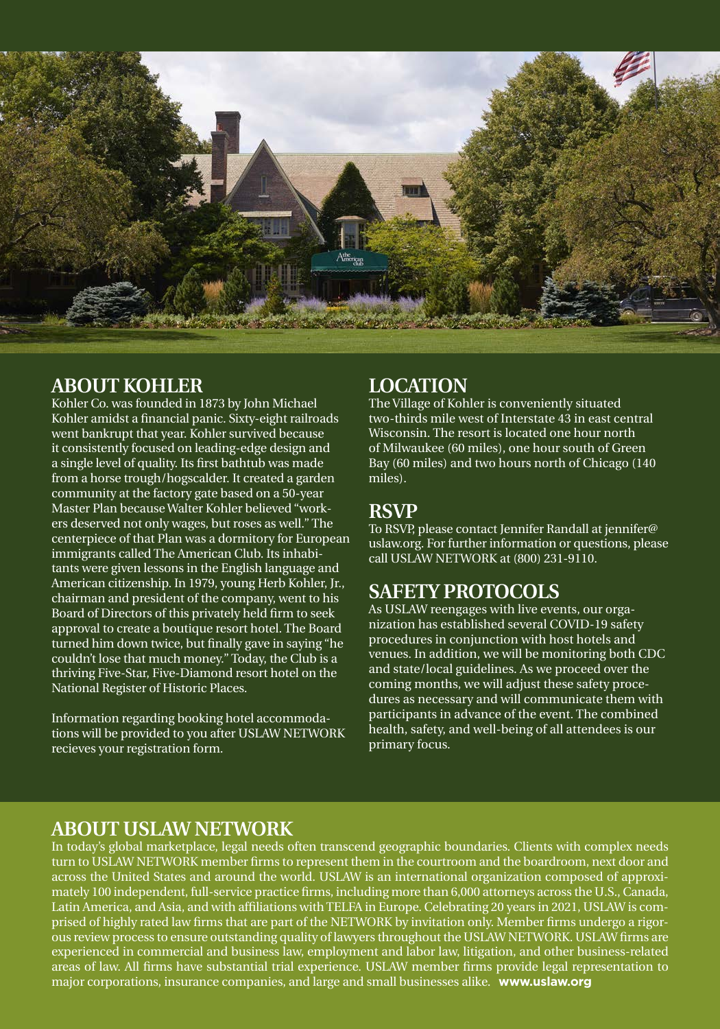## ABOUT KOHLER

Kohler Co. was founded in 1873 by John Michael Kohler amidst a financial panic. Sixty-eight railroads went bankrupt that year. Kohler survived because it consistently focused on leading-edge design and a single level of quality. Its first bathtub was made from a horse trough/hogscalder. It created a garden community at the factory gate based on a 50-year Master Plan because Walter Kohler believed "workers deserved not only wages, but roses as well." The centerpiece of that Plan was a dormitory for European immigrants called The American Club. Its inhabitants were given lessons in the English language and American citizenship. In 1979, young Herb Kohler, Jr., chairman and president of the company, went to his Board of Directors of this privately held firm to seek approval to create a boutique resort hotel. The Board turned him down twice, but finally gave in saying "he couldn't lose that much money." Today, the Club is a thriving Five-Star, Five-Diamond resort hotel on the National Register of Historic Places.

Information regarding booking hotel accommodations will be provided to you after USLAW NETWORK recieves your registration form.

## LOCATION

The Village of Kohler is conveniently situated two-thirds mile west of Interstate 43 in east central Wisconsin. The resort is located one hour north of Milwaukee (60 miles), one hour south of Green Bay (60 miles) and two hours north of Chicago (140 miles).

## RSVP

To RSVP, please contact Jennifer Randall at jennifer@uslaw.org. For further information or questions, please call USLAW NETWORK at (800) 231-9110.

## SAFETY PROTOCOLS

As USLAW reengages with live events, our organization has established several COVID-19 safety procedures in conjunction with host hotels and venues. In addition, we will be monitoring both CDC and state/local guidelines. As we proceed over the coming months, we will adjust these safety procedures as necessary and will communicate them with participants in advance of the event. The combined health, safety, and well-being of all attendees is our primary focus.

## ABOUT USLAW NETWORK

In today's global marketplace, legal needs often transcend geographic boundaries. Clients with complex needs turn to USLAW NETWORK member firms to represent them in the courtroom and the boardroom, next door and across the United States and around the world. USLAW is an international organization composed of approximately 100 independent, full-service practice firms, including more than 6,000 attorneys across the U.S., Canada, Latin America, and Asia, and with affiliations with TELFA in Europe. Celebrating 20 years in 2021, USLAW is comprised of highly rated law firms that are part of the NETWORK by invitation only. Member firms undergo a rigorous review process to ensure outstanding quality of lawyers throughout the USLAW NETWORK. USLAW firms are experienced in commercial and business law, employment and labor law, litigation, and other business-related areas of law. All firms have substantial trial experience. USLAW member firms provide legal representation to major corporations, insurance companies, and large and small businesses alike. **www.uslaw.org**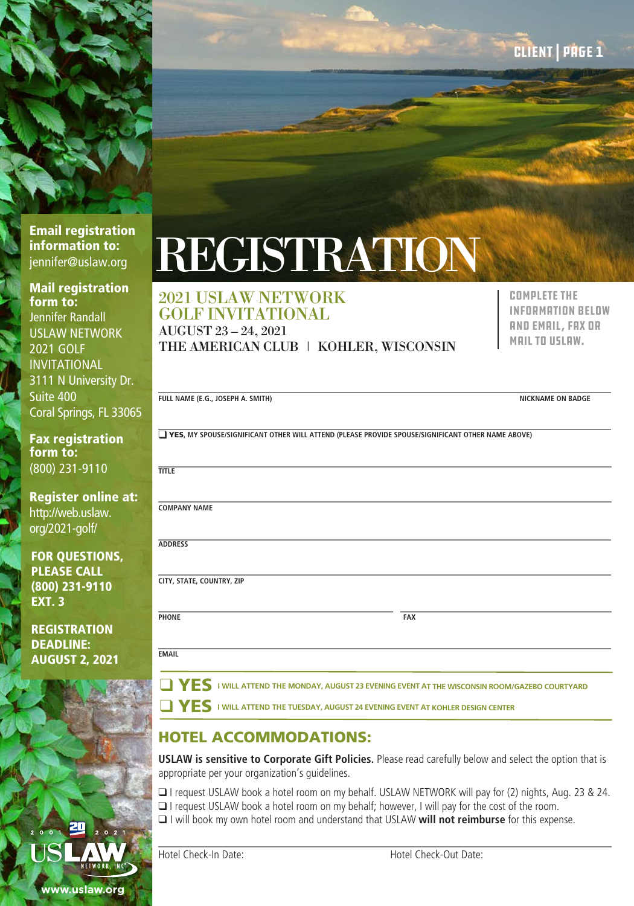# REGISTRATION

## 2021 USLAW NETWORK GOLF INVITATIONAL

AUGUST 23 – 24, 2021

THE AMERICAN CLUB | KOHLER, WISCONSIN

**COMPLETE THE INFORMATION BELOW AND EMAIL, FAX OR MAIL TO USLAW.**

**Email registration information to:**
jennifer@uslaw.org

**Mail registration form to:**
Jennifer Randall
USLAW NETWORK
2021 GOLF INVITATIONAL
3111 N University Dr.
Suite 400
Coral Springs, FL 33065

**Fax registration form to:**
(800) 231-9110

**Register online at:**
http://web.uslaw.org/2021-golf/

**FOR QUESTIONS, PLEASE CALL (800) 231-9110 EXT. 3**

**REGISTRATION DEADLINE: AUGUST 2, 2021**

FULL NAME (E.G., JOSEPH A. SMITH) ______________________ NICKNAME ON BADGE ______________________

❑ **YES**, MY SPOUSE/SIGNIFICANT OTHER WILL ATTEND (PLEASE PROVIDE SPOUSE/SIGNIFICANT OTHER NAME ABOVE)

TITLE ______________________

COMPANY NAME ______________________

ADDRESS ______________________

CITY, STATE, COUNTRY, ZIP ______________________

PHONE ______________________ FAX ______________________

EMAIL ______________________

❑ **YES** I WILL ATTEND THE MONDAY, AUGUST 23 EVENING EVENT AT THE WISCONSIN ROOM/GAZEBO COURTYARD

❑ **YES** I WILL ATTEND THE TUESDAY, AUGUST 24 EVENING EVENT AT KOHLER DESIGN CENTER

## HOTEL ACCOMMODATIONS:

**USLAW is sensitive to Corporate Gift Policies.** Please read carefully below and select the option that is appropriate per your organization's guidelines.

❑ I request USLAW book a hotel room on my behalf. USLAW NETWORK will pay for (2) nights, Aug. 23 & 24.
❑ I request USLAW book a hotel room on my behalf; however, I will pay for the cost of the room.
❑ I will book my own hotel room and understand that USLAW **will not reimburse** for this expense.

Hotel Check-In Date: ______________________ Hotel Check-Out Date: ______________________

www.uslaw.org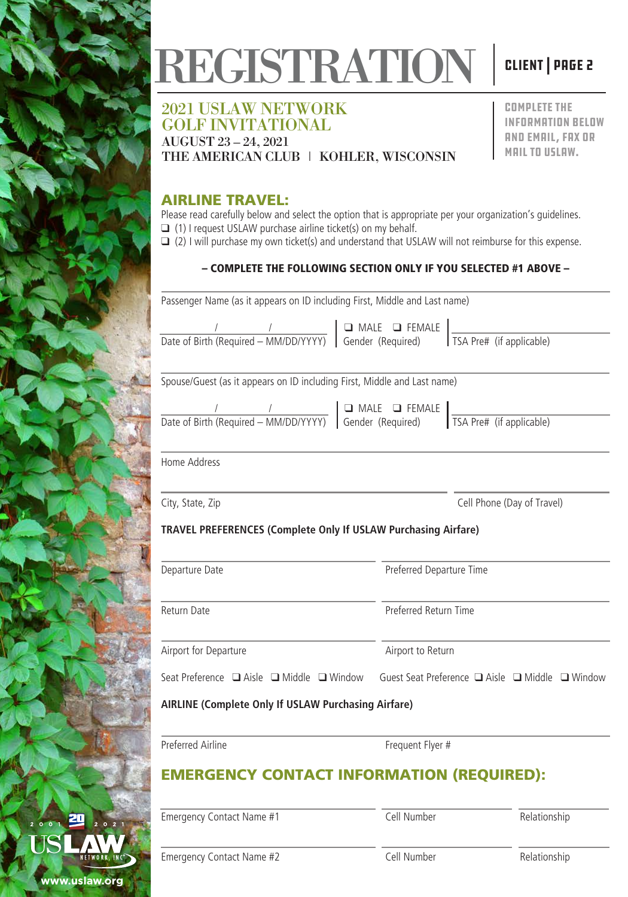# REGISTRATION

CLIENT | PAGE 2

## 2021 USLAW NETWORK GOLF INVITATIONAL

AUGUST 23 – 24, 2021

THE AMERICAN CLUB | KOHLER, WISCONSIN

COMPLETE THE INFORMATION BELOW AND EMAIL, FAX OR MAIL TO USLAW.

## AIRLINE TRAVEL:

Please read carefully below and select the option that is appropriate per your organization's guidelines.

- ❑ (1) I request USLAW purchase airline ticket(s) on my behalf.
- ❑ (2) I will purchase my own ticket(s) and understand that USLAW will not reimburse for this expense.

**– COMPLETE THE FOLLOWING SECTION ONLY IF YOU SELECTED #1 ABOVE –**

Passenger Name (as it appears on ID including First, Middle and Last name)

&nbsp;&nbsp;&nbsp;&nbsp;/&nbsp;&nbsp;&nbsp;&nbsp;/

Date of Birth (Required – MM/DD/YYYY) | ❑ MALE ❑ FEMALE Gender (Required) | TSA Pre# (if applicable)

Spouse/Guest (as it appears on ID including First, Middle and Last name)

&nbsp;&nbsp;&nbsp;&nbsp;/&nbsp;&nbsp;&nbsp;&nbsp;/

Date of Birth (Required – MM/DD/YYYY) | ❑ MALE ❑ FEMALE Gender (Required) | TSA Pre# (if applicable)

Home Address

City, State, Zip

Cell Phone (Day of Travel)

**TRAVEL PREFERENCES (Complete Only If USLAW Purchasing Airfare)**

Departure Date

Preferred Departure Time

Return Date

Preferred Return Time

Airport for Departure

Airport to Return

Seat Preference ❑ Aisle ❑ Middle ❑ Window

Guest Seat Preference ❑ Aisle ❑ Middle ❑ Window

**AIRLINE (Complete Only If USLAW Purchasing Airfare)**

Preferred Airline

Frequent Flyer #

## EMERGENCY CONTACT INFORMATION (REQUIRED):

Emergency Contact Name #1 | Cell Number | Relationship

Emergency Contact Name #2 | Cell Number | Relationship

2001 20 2021 USLAW NETWORK, INC

www.uslaw.org